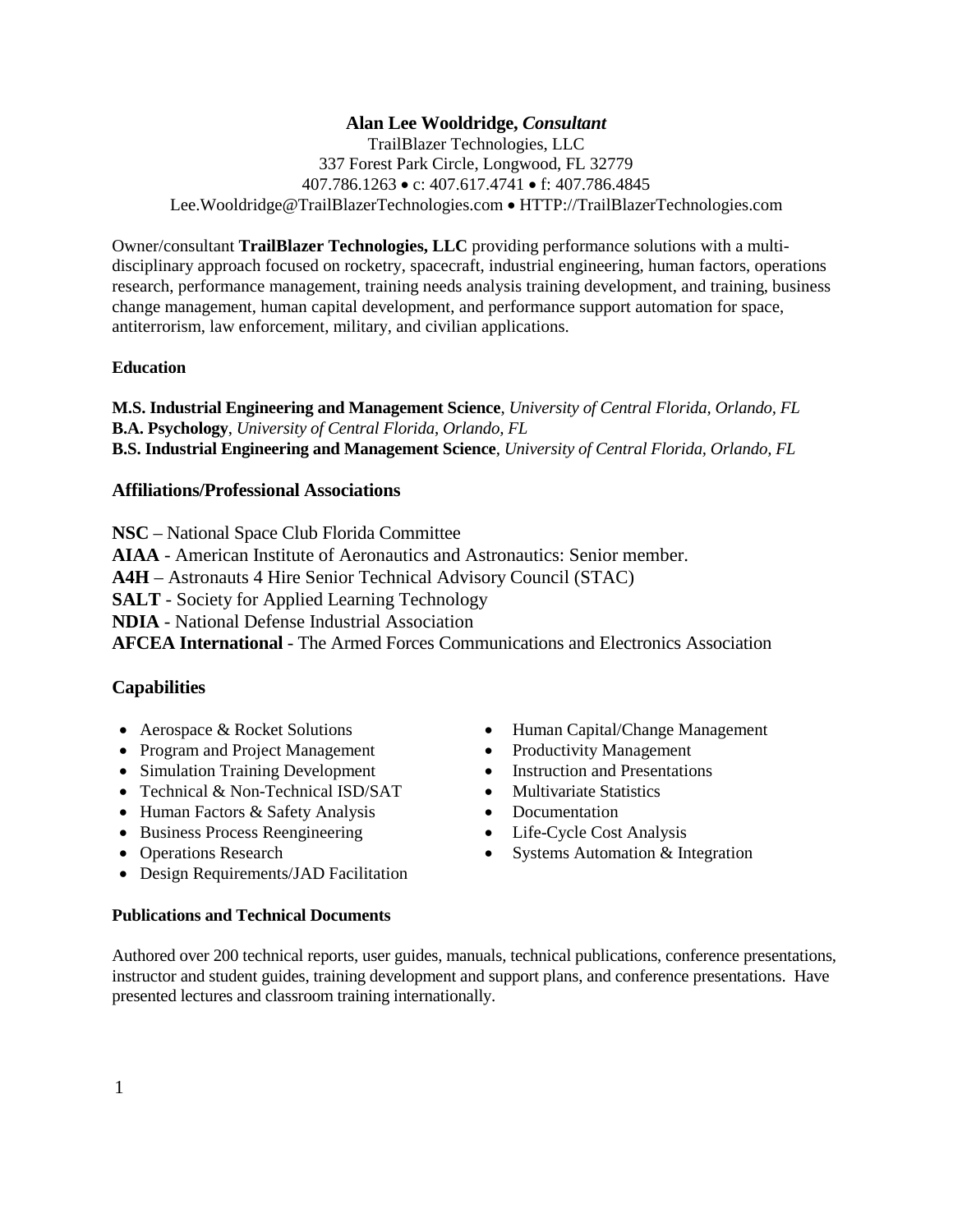# Alan Lee Wooldridge, *Consultant*

TrailBlazer Technologies, LLC
337 Forest Park Circle, Longwood, FL 32779
407.786.1263 • c: 407.617.4741 • f: 407.786.4845
Lee.Wooldridge@TrailBlazerTechnologies.com • HTTP://TrailBlazerTechnologies.com

Owner/consultant **TrailBlazer Technologies, LLC** providing performance solutions with a multi-disciplinary approach focused on rocketry, spacecraft, industrial engineering, human factors, operations research, performance management, training needs analysis training development, and training, business change management, human capital development, and performance support automation for space, antiterrorism, law enforcement, military, and civilian applications.

### Education

**M.S. Industrial Engineering and Management Science**, *University of Central Florida, Orlando, FL*
**B.A. Psychology**, *University of Central Florida, Orlando, FL*
**B.S. Industrial Engineering and Management Science**, *University of Central Florida, Orlando, FL*

## Affiliations/Professional Associations

**NSC** – National Space Club Florida Committee
**AIAA** - American Institute of Aeronautics and Astronautics: Senior member.
**A4H** – Astronauts 4 Hire Senior Technical Advisory Council (STAC)
**SALT** - Society for Applied Learning Technology
**NDIA** - National Defense Industrial Association
**AFCEA International** - The Armed Forces Communications and Electronics Association

## Capabilities

- Aerospace & Rocket Solutions
- Program and Project Management
- Simulation Training Development
- Technical & Non-Technical ISD/SAT
- Human Factors & Safety Analysis
- Business Process Reengineering
- Operations Research
- Design Requirements/JAD Facilitation
- Human Capital/Change Management
- Productivity Management
- Instruction and Presentations
- Multivariate Statistics
- Documentation
- Life-Cycle Cost Analysis
- Systems Automation & Integration

### Publications and Technical Documents

Authored over 200 technical reports, user guides, manuals, technical publications, conference presentations, instructor and student guides, training development and support plans, and conference presentations. Have presented lectures and classroom training internationally.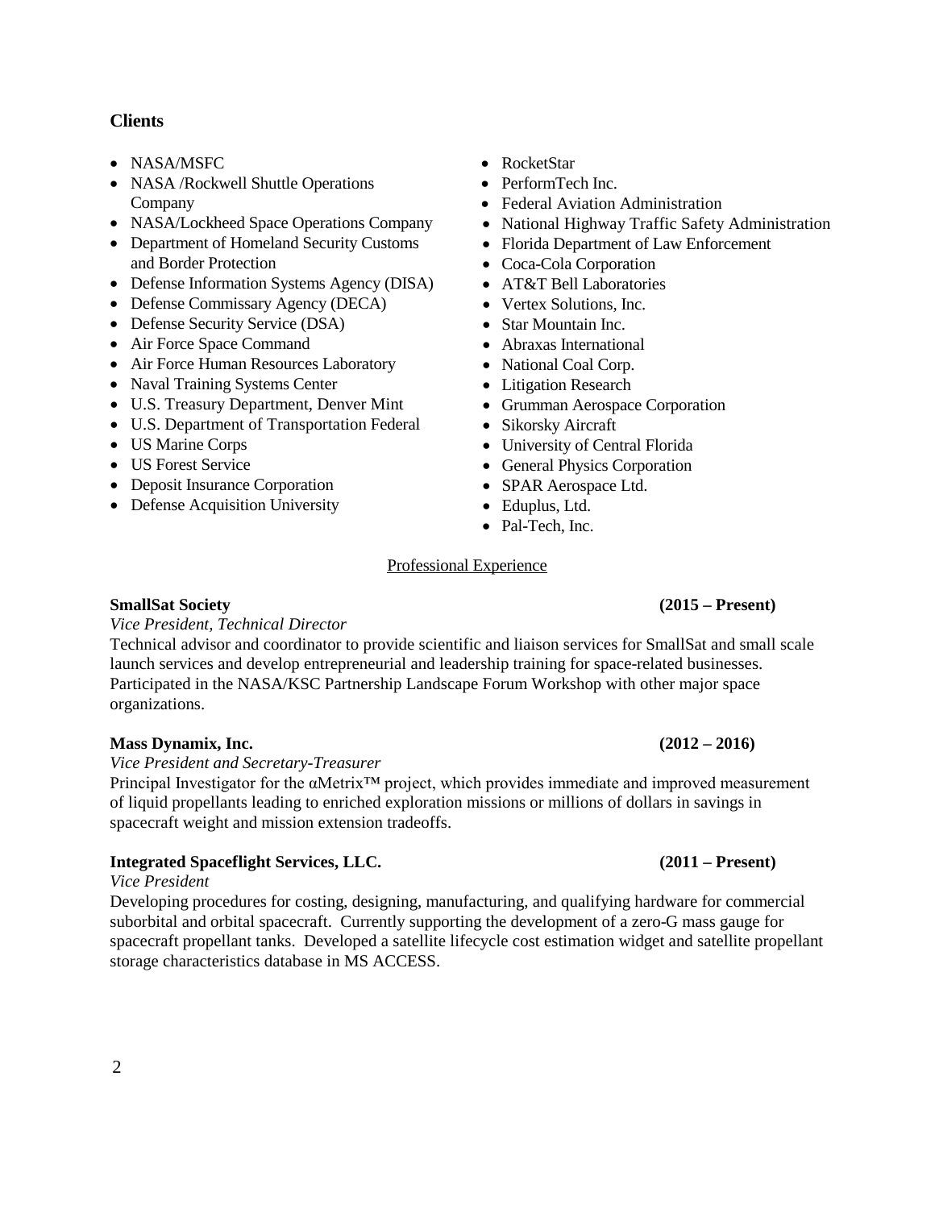## Clients

- NASA/MSFC
- NASA /Rockwell Shuttle Operations Company
- NASA/Lockheed Space Operations Company
- Department of Homeland Security Customs and Border Protection
- Defense Information Systems Agency (DISA)
- Defense Commissary Agency (DECA)
- Defense Security Service (DSA)
- Air Force Space Command
- Air Force Human Resources Laboratory
- Naval Training Systems Center
- U.S. Treasury Department, Denver Mint
- U.S. Department of Transportation Federal
- US Marine Corps
- US Forest Service
- Deposit Insurance Corporation
- Defense Acquisition University
- RocketStar
- PerformTech Inc.
- Federal Aviation Administration
- National Highway Traffic Safety Administration
- Florida Department of Law Enforcement
- Coca-Cola Corporation
- AT&T Bell Laboratories
- Vertex Solutions, Inc.
- Star Mountain Inc.
- Abraxas International
- National Coal Corp.
- Litigation Research
- Grumman Aerospace Corporation
- Sikorsky Aircraft
- University of Central Florida
- General Physics Corporation
- SPAR Aerospace Ltd.
- Eduplus, Ltd.
- Pal-Tech, Inc.

## Professional Experience

**SmallSat Society** **(2015 – Present)**
*Vice President, Technical Director*
Technical advisor and coordinator to provide scientific and liaison services for SmallSat and small scale launch services and develop entrepreneurial and leadership training for space-related businesses. Participated in the NASA/KSC Partnership Landscape Forum Workshop with other major space organizations.

**Mass Dynamix, Inc.** **(2012 – 2016)**
*Vice President and Secretary-Treasurer*
Principal Investigator for the αMetrix™ project, which provides immediate and improved measurement of liquid propellants leading to enriched exploration missions or millions of dollars in savings in spacecraft weight and mission extension tradeoffs.

**Integrated Spaceflight Services, LLC.** **(2011 – Present)**
*Vice President*
Developing procedures for costing, designing, manufacturing, and qualifying hardware for commercial suborbital and orbital spacecraft. Currently supporting the development of a zero-G mass gauge for spacecraft propellant tanks. Developed a satellite lifecycle cost estimation widget and satellite propellant storage characteristics database in MS ACCESS.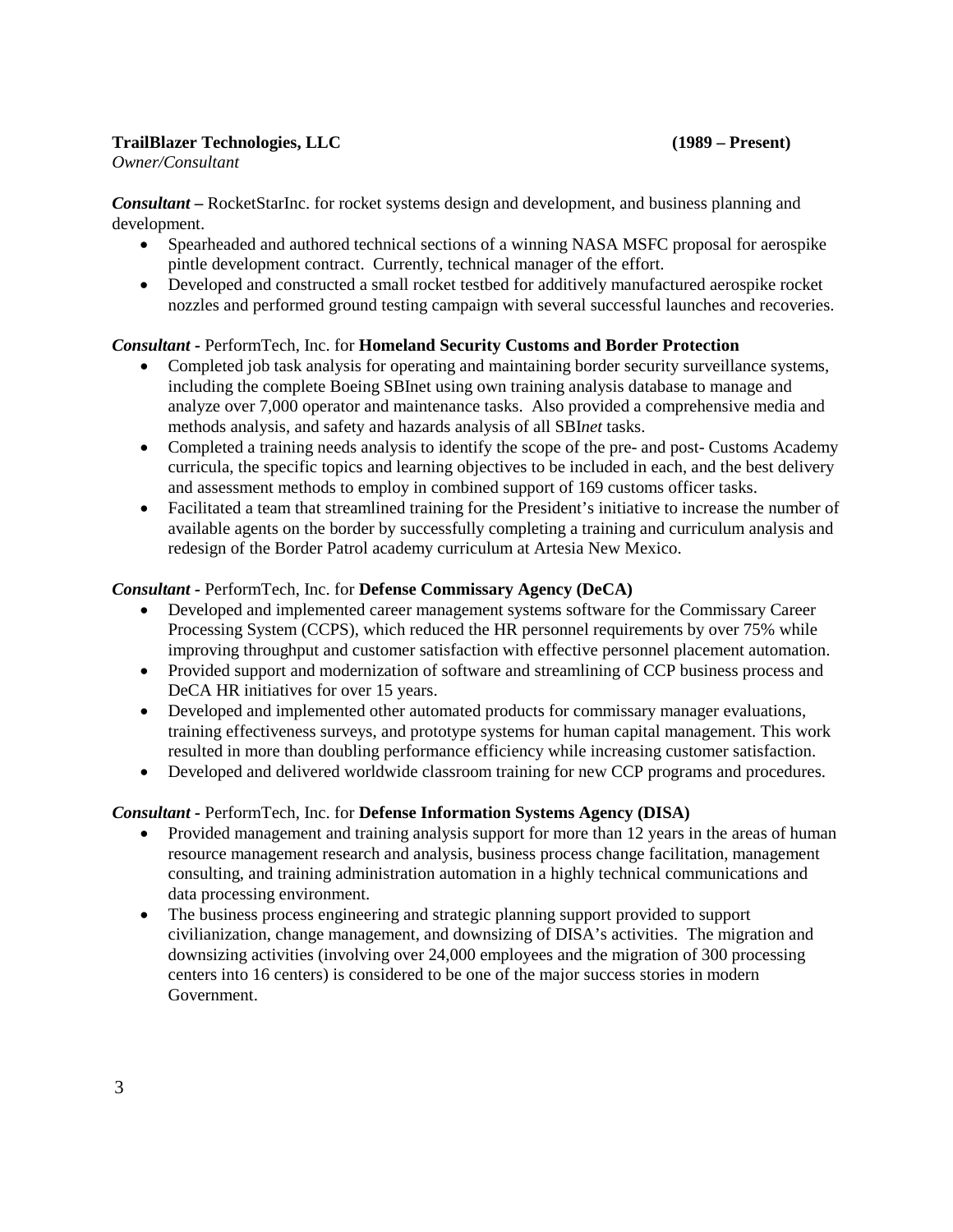**TrailBlazer Technologies, LLC** **(1989 – Present)**
*Owner/Consultant*

***Consultant –*** RocketStarInc. for rocket systems design and development, and business planning and development.

- Spearheaded and authored technical sections of a winning NASA MSFC proposal for aerospike pintle development contract. Currently, technical manager of the effort.
- Developed and constructed a small rocket testbed for additively manufactured aerospike rocket nozzles and performed ground testing campaign with several successful launches and recoveries.

***Consultant -*** PerformTech, Inc. for **Homeland Security Customs and Border Protection**

- Completed job task analysis for operating and maintaining border security surveillance systems, including the complete Boeing SBInet using own training analysis database to manage and analyze over 7,000 operator and maintenance tasks. Also provided a comprehensive media and methods analysis, and safety and hazards analysis of all SBI*net* tasks.
- Completed a training needs analysis to identify the scope of the pre- and post- Customs Academy curricula, the specific topics and learning objectives to be included in each, and the best delivery and assessment methods to employ in combined support of 169 customs officer tasks.
- Facilitated a team that streamlined training for the President's initiative to increase the number of available agents on the border by successfully completing a training and curriculum analysis and redesign of the Border Patrol academy curriculum at Artesia New Mexico.

***Consultant -*** PerformTech, Inc. for **Defense Commissary Agency (DeCA)**

- Developed and implemented career management systems software for the Commissary Career Processing System (CCPS), which reduced the HR personnel requirements by over 75% while improving throughput and customer satisfaction with effective personnel placement automation.
- Provided support and modernization of software and streamlining of CCP business process and DeCA HR initiatives for over 15 years.
- Developed and implemented other automated products for commissary manager evaluations, training effectiveness surveys, and prototype systems for human capital management. This work resulted in more than doubling performance efficiency while increasing customer satisfaction.
- Developed and delivered worldwide classroom training for new CCP programs and procedures.

***Consultant -*** PerformTech, Inc. for **Defense Information Systems Agency (DISA)**

- Provided management and training analysis support for more than 12 years in the areas of human resource management research and analysis, business process change facilitation, management consulting, and training administration automation in a highly technical communications and data processing environment.
- The business process engineering and strategic planning support provided to support civilianization, change management, and downsizing of DISA's activities. The migration and downsizing activities (involving over 24,000 employees and the migration of 300 processing centers into 16 centers) is considered to be one of the major success stories in modern Government.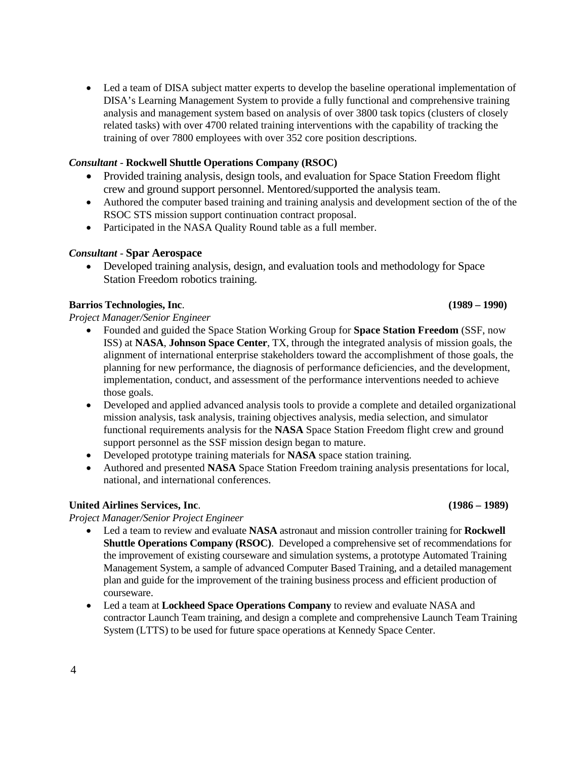- Led a team of DISA subject matter experts to develop the baseline operational implementation of DISA's Learning Management System to provide a fully functional and comprehensive training analysis and management system based on analysis of over 3800 task topics (clusters of closely related tasks) with over 4700 related training interventions with the capability of tracking the training of over 7800 employees with over 352 core position descriptions.

***Consultant* - Rockwell Shuttle Operations Company (RSOC)**

- Provided training analysis, design tools, and evaluation for Space Station Freedom flight crew and ground support personnel. Mentored/supported the analysis team.
- Authored the computer based training and training analysis and development section of the of the RSOC STS mission support continuation contract proposal.
- Participated in the NASA Quality Round table as a full member.

***Consultant* - Spar Aerospace**

- Developed training analysis, design, and evaluation tools and methodology for Space Station Freedom robotics training.

**Barrios Technologies, Inc. (1989 – 1990)**

*Project Manager/Senior Engineer*

- Founded and guided the Space Station Working Group for **Space Station Freedom** (SSF, now ISS) at **NASA**, **Johnson Space Center**, TX, through the integrated analysis of mission goals, the alignment of international enterprise stakeholders toward the accomplishment of those goals, the planning for new performance, the diagnosis of performance deficiencies, and the development, implementation, conduct, and assessment of the performance interventions needed to achieve those goals.
- Developed and applied advanced analysis tools to provide a complete and detailed organizational mission analysis, task analysis, training objectives analysis, media selection, and simulator functional requirements analysis for the **NASA** Space Station Freedom flight crew and ground support personnel as the SSF mission design began to mature.
- Developed prototype training materials for **NASA** space station training.
- Authored and presented **NASA** Space Station Freedom training analysis presentations for local, national, and international conferences.

**United Airlines Services, Inc. (1986 – 1989)**

*Project Manager/Senior Project Engineer*

- Led a team to review and evaluate **NASA** astronaut and mission controller training for **Rockwell Shuttle Operations Company (RSOC)**. Developed a comprehensive set of recommendations for the improvement of existing courseware and simulation systems, a prototype Automated Training Management System, a sample of advanced Computer Based Training, and a detailed management plan and guide for the improvement of the training business process and efficient production of courseware.
- Led a team at **Lockheed Space Operations Company** to review and evaluate NASA and contractor Launch Team training, and design a complete and comprehensive Launch Team Training System (LTTS) to be used for future space operations at Kennedy Space Center.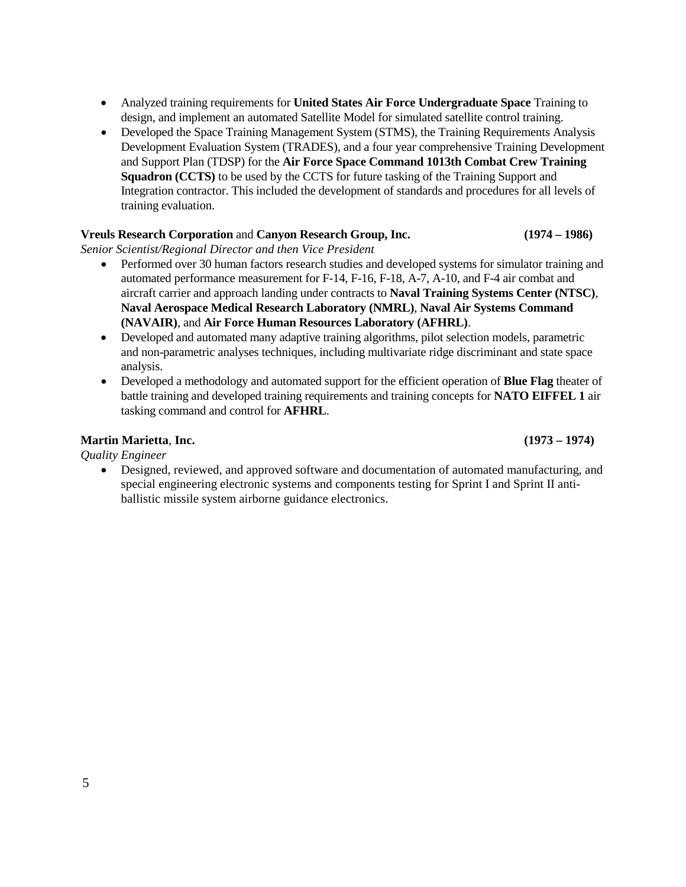- Analyzed training requirements for **United States Air Force Undergraduate Space** Training to design, and implement an automated Satellite Model for simulated satellite control training.
- Developed the Space Training Management System (STMS), the Training Requirements Analysis Development Evaluation System (TRADES), and a four year comprehensive Training Development and Support Plan (TDSP) for the **Air Force Space Command 1013th Combat Crew Training Squadron (CCTS)** to be used by the CCTS for future tasking of the Training Support and Integration contractor. This included the development of standards and procedures for all levels of training evaluation.

**Vreuls Research Corporation** and **Canyon Research Group, Inc.** **(1974 – 1986)**

*Senior Scientist/Regional Director and then Vice President*

- Performed over 30 human factors research studies and developed systems for simulator training and automated performance measurement for F-14, F-16, F-18, A-7, A-10, and F-4 air combat and aircraft carrier and approach landing under contracts to **Naval Training Systems Center (NTSC)**, **Naval Aerospace Medical Research Laboratory (NMRL)**, **Naval Air Systems Command (NAVAIR)**, and **Air Force Human Resources Laboratory (AFHRL)**.
- Developed and automated many adaptive training algorithms, pilot selection models, parametric and non-parametric analyses techniques, including multivariate ridge discriminant and state space analysis.
- Developed a methodology and automated support for the efficient operation of **Blue Flag** theater of battle training and developed training requirements and training concepts for **NATO EIFFEL 1** air tasking command and control for **AFHRL**.

**Martin Marietta**, **Inc.** **(1973 – 1974)**

*Quality Engineer*

- Designed, reviewed, and approved software and documentation of automated manufacturing, and special engineering electronic systems and components testing for Sprint I and Sprint II anti-ballistic missile system airborne guidance electronics.